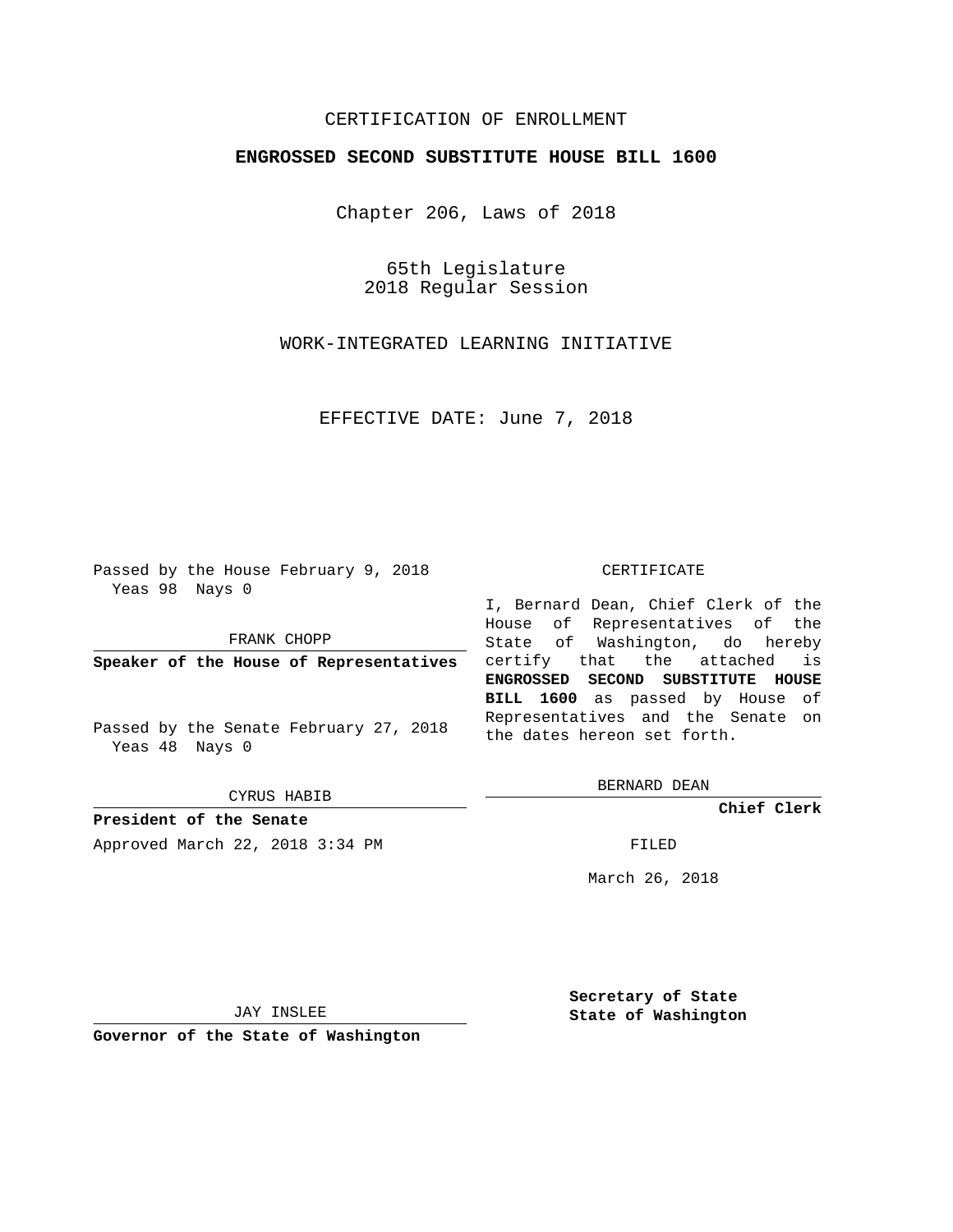CERTIFICATION OF ENROLLMENT

**ENGROSSED SECOND SUBSTITUTE HOUSE BILL 1600**

Chapter 206, Laws of 2018

65th Legislature
2018 Regular Session

WORK-INTEGRATED LEARNING INITIATIVE

EFFECTIVE DATE: June 7, 2018

Passed by the House February 9, 2018
Yeas 98 Nays 0

FRANK CHOPP

**Speaker of the House of Representatives**

Passed by the Senate February 27, 2018
Yeas 48 Nays 0

CYRUS HABIB

**President of the Senate**

Approved March 22, 2018 3:34 PM

JAY INSLEE

**Governor of the State of Washington**

CERTIFICATE

I, Bernard Dean, Chief Clerk of the House of Representatives of the State of Washington, do hereby certify that the attached is **ENGROSSED SECOND SUBSTITUTE HOUSE BILL 1600** as passed by House of Representatives and the Senate on the dates hereon set forth.

BERNARD DEAN

**Chief Clerk**

FILED

March 26, 2018

**Secretary of State**
**State of Washington**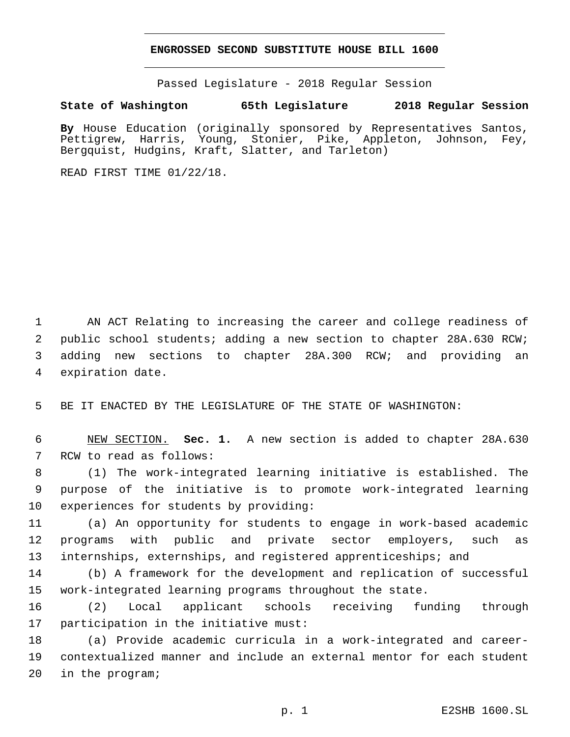# ENGROSSED SECOND SUBSTITUTE HOUSE BILL 1600

Passed Legislature - 2018 Regular Session

**State of Washington 65th Legislature 2018 Regular Session**

**By** House Education (originally sponsored by Representatives Santos, Pettigrew, Harris, Young, Stonier, Pike, Appleton, Johnson, Fey, Bergquist, Hudgins, Kraft, Slatter, and Tarleton)

READ FIRST TIME 01/22/18.

AN ACT Relating to increasing the career and college readiness of public school students; adding a new section to chapter 28A.630 RCW; adding new sections to chapter 28A.300 RCW; and providing an expiration date.

BE IT ENACTED BY THE LEGISLATURE OF THE STATE OF WASHINGTON:

NEW SECTION. **Sec. 1.** A new section is added to chapter 28A.630 RCW to read as follows:

(1) The work-integrated learning initiative is established. The purpose of the initiative is to promote work-integrated learning experiences for students by providing:

(a) An opportunity for students to engage in work-based academic programs with public and private sector employers, such as internships, externships, and registered apprenticeships; and

(b) A framework for the development and replication of successful work-integrated learning programs throughout the state.

(2) Local applicant schools receiving funding through participation in the initiative must:

(a) Provide academic curricula in a work-integrated and career-contextualized manner and include an external mentor for each student in the program;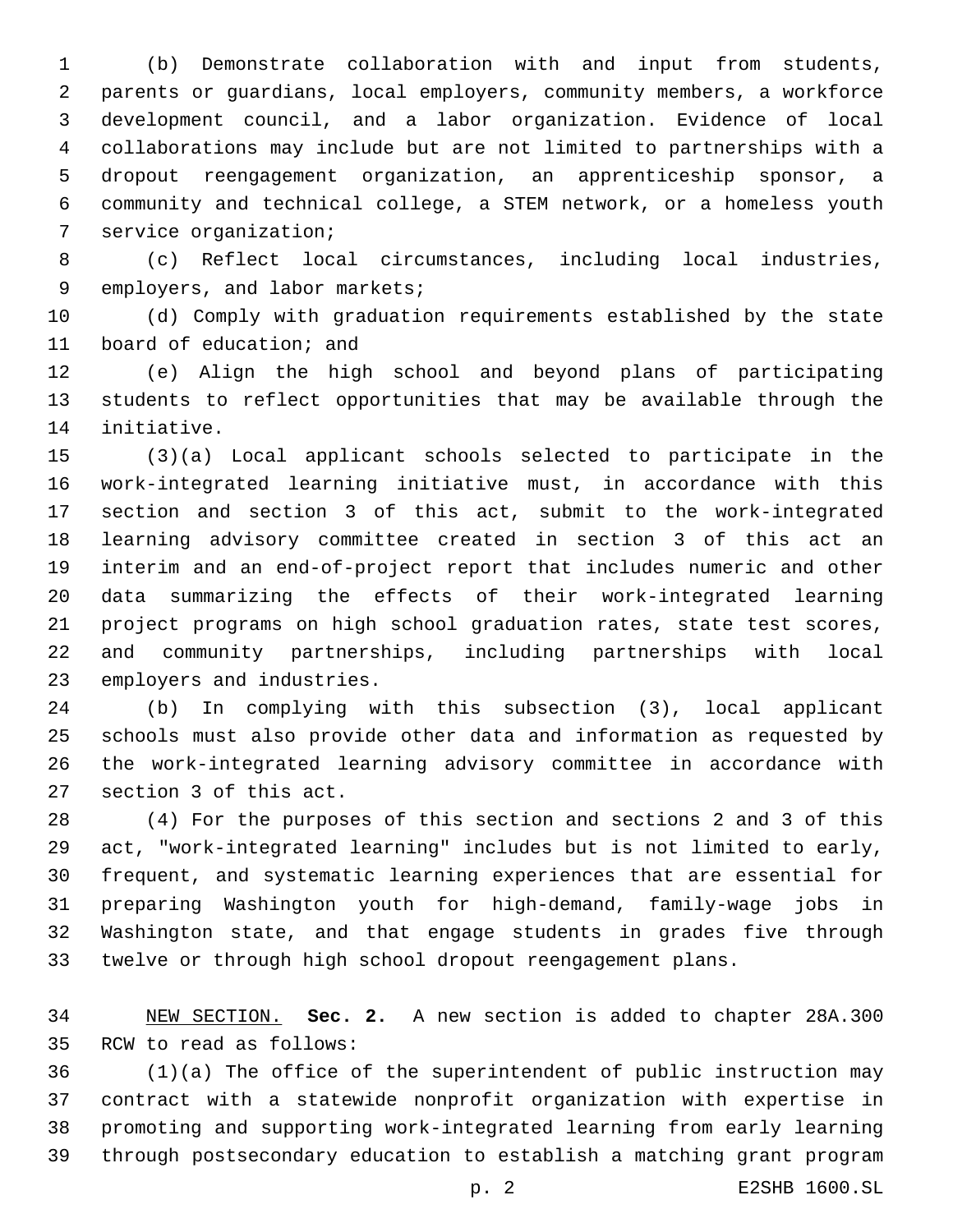(b) Demonstrate collaboration with and input from students, parents or guardians, local employers, community members, a workforce development council, and a labor organization. Evidence of local collaborations may include but are not limited to partnerships with a dropout reengagement organization, an apprenticeship sponsor, a community and technical college, a STEM network, or a homeless youth service organization;

(c) Reflect local circumstances, including local industries, employers, and labor markets;

(d) Comply with graduation requirements established by the state board of education; and

(e) Align the high school and beyond plans of participating students to reflect opportunities that may be available through the initiative.

(3)(a) Local applicant schools selected to participate in the work-integrated learning initiative must, in accordance with this section and section 3 of this act, submit to the work-integrated learning advisory committee created in section 3 of this act an interim and an end-of-project report that includes numeric and other data summarizing the effects of their work-integrated learning project programs on high school graduation rates, state test scores, and community partnerships, including partnerships with local employers and industries.

(b) In complying with this subsection (3), local applicant schools must also provide other data and information as requested by the work-integrated learning advisory committee in accordance with section 3 of this act.

(4) For the purposes of this section and sections 2 and 3 of this act, "work-integrated learning" includes but is not limited to early, frequent, and systematic learning experiences that are essential for preparing Washington youth for high-demand, family-wage jobs in Washington state, and that engage students in grades five through twelve or through high school dropout reengagement plans.

NEW SECTION. **Sec. 2.** A new section is added to chapter 28A.300 RCW to read as follows:

(1)(a) The office of the superintendent of public instruction may contract with a statewide nonprofit organization with expertise in promoting and supporting work-integrated learning from early learning through postsecondary education to establish a matching grant program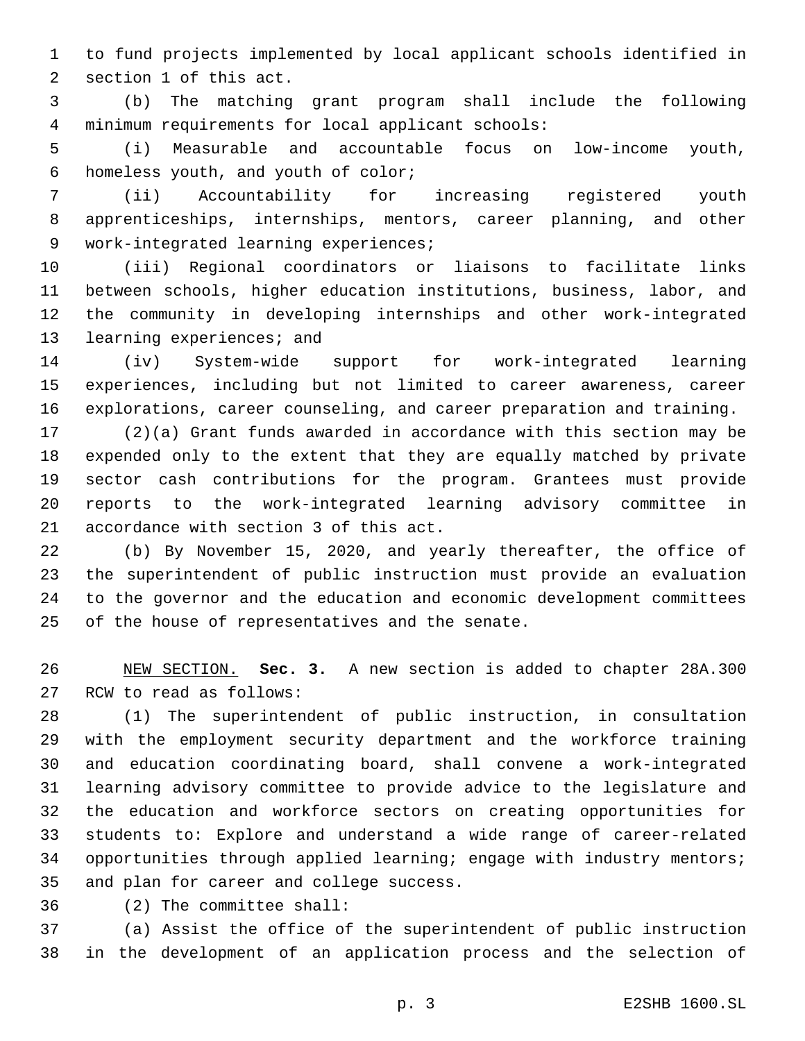to fund projects implemented by local applicant schools identified in section 1 of this act.

(b) The matching grant program shall include the following minimum requirements for local applicant schools:

(i) Measurable and accountable focus on low-income youth, homeless youth, and youth of color;

(ii) Accountability for increasing registered youth apprenticeships, internships, mentors, career planning, and other work-integrated learning experiences;

(iii) Regional coordinators or liaisons to facilitate links between schools, higher education institutions, business, labor, and the community in developing internships and other work-integrated learning experiences; and

(iv) System-wide support for work-integrated learning experiences, including but not limited to career awareness, career explorations, career counseling, and career preparation and training.

(2)(a) Grant funds awarded in accordance with this section may be expended only to the extent that they are equally matched by private sector cash contributions for the program. Grantees must provide reports to the work-integrated learning advisory committee in accordance with section 3 of this act.

(b) By November 15, 2020, and yearly thereafter, the office of the superintendent of public instruction must provide an evaluation to the governor and the education and economic development committees of the house of representatives and the senate.

NEW SECTION. **Sec. 3.** A new section is added to chapter 28A.300 RCW to read as follows:

(1) The superintendent of public instruction, in consultation with the employment security department and the workforce training and education coordinating board, shall convene a work-integrated learning advisory committee to provide advice to the legislature and the education and workforce sectors on creating opportunities for students to: Explore and understand a wide range of career-related opportunities through applied learning; engage with industry mentors; and plan for career and college success.

(2) The committee shall:

(a) Assist the office of the superintendent of public instruction in the development of an application process and the selection of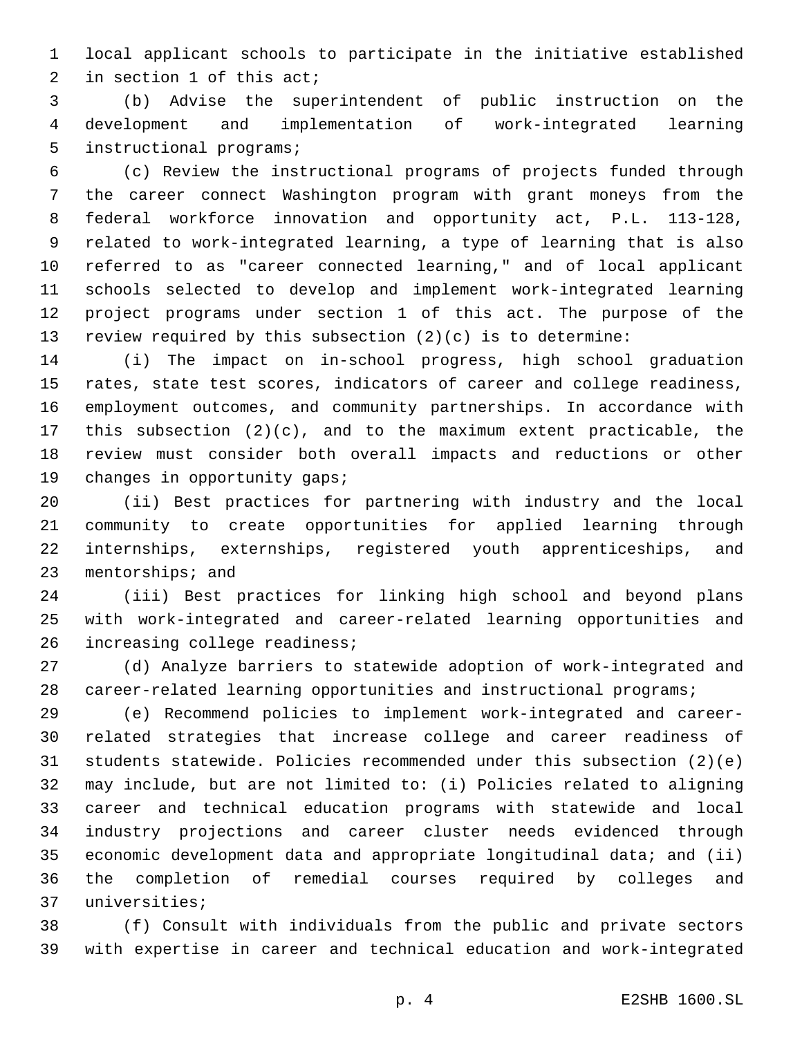local applicant schools to participate in the initiative established in section 1 of this act;

(b) Advise the superintendent of public instruction on the development and implementation of work-integrated learning instructional programs;

(c) Review the instructional programs of projects funded through the career connect Washington program with grant moneys from the federal workforce innovation and opportunity act, P.L. 113-128, related to work-integrated learning, a type of learning that is also referred to as "career connected learning," and of local applicant schools selected to develop and implement work-integrated learning project programs under section 1 of this act. The purpose of the review required by this subsection (2)(c) is to determine:

(i) The impact on in-school progress, high school graduation rates, state test scores, indicators of career and college readiness, employment outcomes, and community partnerships. In accordance with this subsection (2)(c), and to the maximum extent practicable, the review must consider both overall impacts and reductions or other changes in opportunity gaps;

(ii) Best practices for partnering with industry and the local community to create opportunities for applied learning through internships, externships, registered youth apprenticeships, and mentorships; and

(iii) Best practices for linking high school and beyond plans with work-integrated and career-related learning opportunities and increasing college readiness;

(d) Analyze barriers to statewide adoption of work-integrated and career-related learning opportunities and instructional programs;

(e) Recommend policies to implement work-integrated and career-related strategies that increase college and career readiness of students statewide. Policies recommended under this subsection (2)(e) may include, but are not limited to: (i) Policies related to aligning career and technical education programs with statewide and local industry projections and career cluster needs evidenced through economic development data and appropriate longitudinal data; and (ii) the completion of remedial courses required by colleges and universities;

(f) Consult with individuals from the public and private sectors with expertise in career and technical education and work-integrated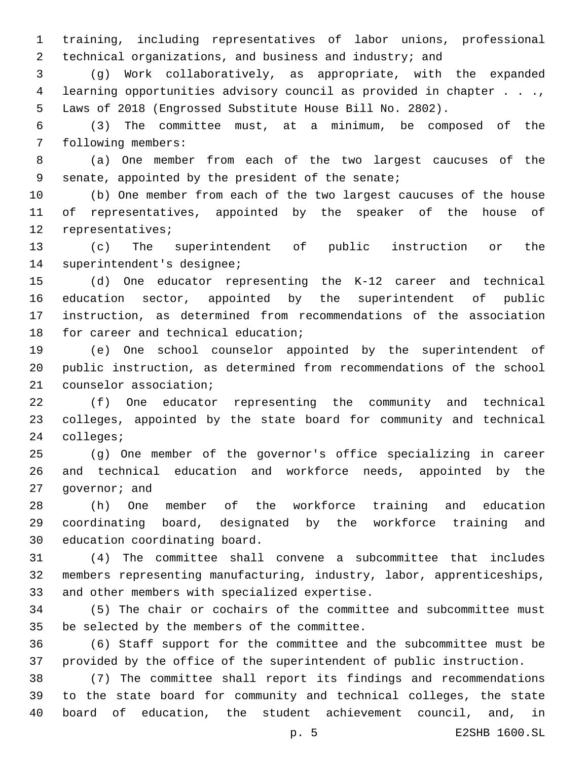training, including representatives of labor unions, professional technical organizations, and business and industry; and

(g) Work collaboratively, as appropriate, with the expanded learning opportunities advisory council as provided in chapter . . ., Laws of 2018 (Engrossed Substitute House Bill No. 2802).

(3) The committee must, at a minimum, be composed of the following members:

(a) One member from each of the two largest caucuses of the senate, appointed by the president of the senate;

(b) One member from each of the two largest caucuses of the house of representatives, appointed by the speaker of the house of representatives;

(c) The superintendent of public instruction or the superintendent's designee;

(d) One educator representing the K-12 career and technical education sector, appointed by the superintendent of public instruction, as determined from recommendations of the association for career and technical education;

(e) One school counselor appointed by the superintendent of public instruction, as determined from recommendations of the school counselor association;

(f) One educator representing the community and technical colleges, appointed by the state board for community and technical colleges;

(g) One member of the governor's office specializing in career and technical education and workforce needs, appointed by the governor; and

(h) One member of the workforce training and education coordinating board, designated by the workforce training and education coordinating board.

(4) The committee shall convene a subcommittee that includes members representing manufacturing, industry, labor, apprenticeships, and other members with specialized expertise.

(5) The chair or cochairs of the committee and subcommittee must be selected by the members of the committee.

(6) Staff support for the committee and the subcommittee must be provided by the office of the superintendent of public instruction.

(7) The committee shall report its findings and recommendations to the state board for community and technical colleges, the state board of education, the student achievement council, and, in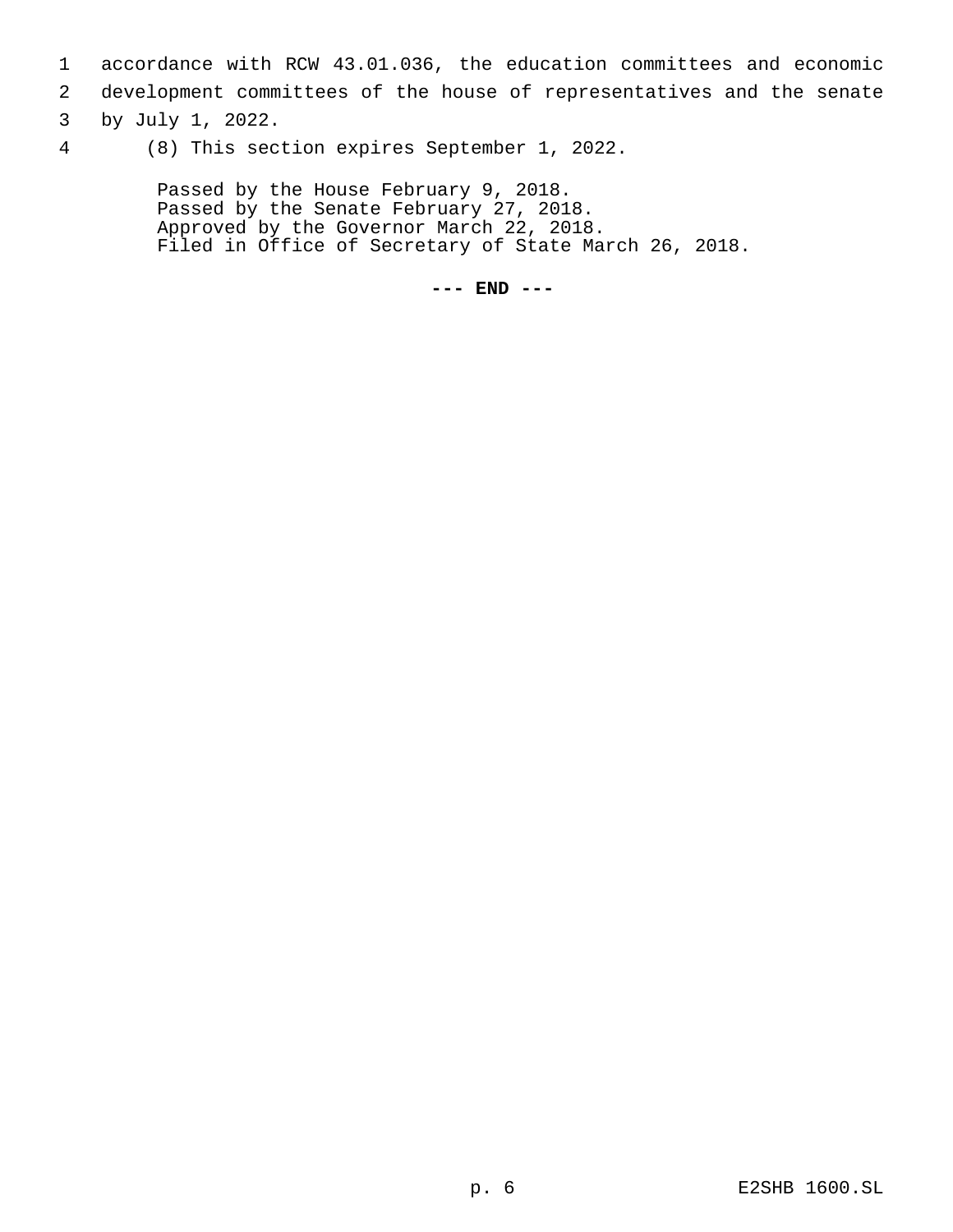accordance with RCW 43.01.036, the education committees and economic development committees of the house of representatives and the senate by July 1, 2022.

(8) This section expires September 1, 2022.

Passed by the House February 9, 2018.
Passed by the Senate February 27, 2018.
Approved by the Governor March 22, 2018.
Filed in Office of Secretary of State March 26, 2018.

**--- END ---**